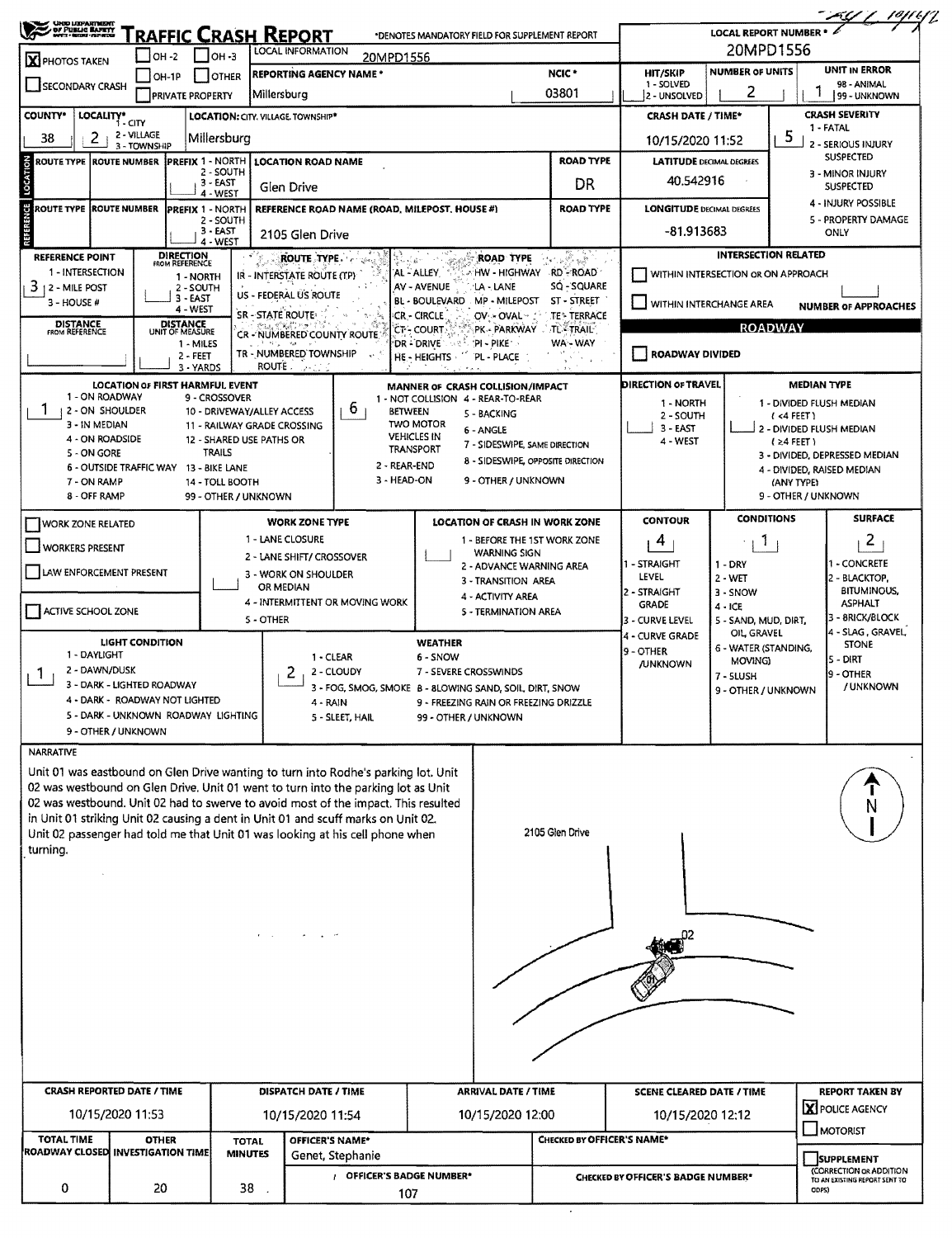# Traffic Crash Report

OHIO DEPARTMENT OF PUBLIC SAFETY

*DENOTES MANDATORY FIELD FOR SUPPLEMENT REPORT

**LOCAL REPORT NUMBER *** 20MPD1556

| | |
|---|---|
| [X] PHOTOS TAKEN | [ ] OH-2 [ ] OH-3 [ ] OH-1P [ ] OTHER |
| [ ] SECONDARY CRASH | [ ] PRIVATE PROPERTY |
| LOCAL INFORMATION | 20MPD1556 |
| REPORTING AGENCY NAME * | Millersburg |
| NCIC * | 03801 |
| HIT/SKIP (1 - SOLVED, 2 - UNSOLVED) | |
| NUMBER OF UNITS | 2 |
| UNIT IN ERROR (98 - ANIMAL, 99 - UNKNOWN) | 1 |
| COUNTY* | 38 |
| LOCALITY* (1 - CITY, 2 - VILLAGE, 3 - TOWNSHIP) | 2 |
| LOCATION: CITY, VILLAGE, TOWNSHIP* | Millersburg |
| CRASH DATE / TIME* | 10/15/2020 11:52 |
| CRASH SEVERITY (1 - FATAL, 2 - SERIOUS INJURY SUSPECTED, 3 - MINOR INJURY SUSPECTED, 4 - INJURY POSSIBLE, 5 - PROPERTY DAMAGE ONLY) | 5 |

## Location

| ROUTE TYPE | ROUTE NUMBER | PREFIX | LOCATION ROAD NAME | ROAD TYPE |
|---|---|---|---|---|
| | | | Glen Drive | DR |

**LATITUDE** DECIMAL DEGREES: 40.542916

## Reference

| ROUTE TYPE | ROUTE NUMBER | PREFIX | REFERENCE ROAD NAME (ROAD, MILEPOST, HOUSE #) | ROAD TYPE |
|---|---|---|---|---|
| | | | 2105 Glen Drive | |

**LONGITUDE** DECIMAL DEGREES: -81.913683

REFERENCE POINT (1 - INTERSECTION, 2 - MILE POST, 3 - HOUSE #): 3

DIRECTION FROM REFERENCE: 

DISTANCE FROM REFERENCE: 

DISTANCE UNIT OF MEASURE (1 - MILES, 2 - FEET, 3 - YARDS): 

ROUTE TYPE: IR - INTERSTATE ROUTE (TP), US - FEDERAL US ROUTE, SR - STATE ROUTE, CR - NUMBERED COUNTY ROUTE, TR - NUMBERED TOWNSHIP ROUTE

ROAD TYPE: AL - ALLEY, AV - AVENUE, BL - BOULEVARD, CR - CIRCLE, CT - COURT, DR - DRIVE, HE - HEIGHTS, HW - HIGHWAY, LA - LANE, MP - MILEPOST, OV - OVAL, PK - PARKWAY, PI - PIKE, PL - PLACE, RD - ROAD, SQ - SQUARE, ST - STREET, TE - TERRACE, TL - TRAIL, WA - WAY

**INTERSECTION RELATED**
- [ ] WITHIN INTERSECTION OR ON APPROACH
- [ ] WITHIN INTERCHANGE AREA
- NUMBER OF APPROACHES: 

**ROADWAY**
- [ ] ROADWAY DIVIDED

**LOCATION OF FIRST HARMFUL EVENT:** 1
1 - ON ROADWAY, 2 - ON SHOULDER, 3 - IN MEDIAN, 4 - ON ROADSIDE, 5 - ON GORE, 6 - OUTSIDE TRAFFIC WAY, 7 - ON RAMP, 8 - OFF RAMP, 9 - CROSSOVER, 10 - DRIVEWAY/ALLEY ACCESS, 11 - RAILWAY GRADE CROSSING, 12 - SHARED USE PATHS OR TRAILS, 13 - BIKE LANE, 14 - TOLL BOOTH, 99 - OTHER / UNKNOWN

**MANNER OF CRASH COLLISION/IMPACT:** 6
1 - NOT COLLISION BETWEEN TWO MOTOR VEHICLES IN TRANSPORT, 2 - REAR-END, 3 - HEAD-ON, 4 - REAR-TO-REAR, 5 - BACKING, 6 - ANGLE, 7 - SIDESWIPE, SAME DIRECTION, 8 - SIDESWIPE, OPPOSITE DIRECTION, 9 - OTHER / UNKNOWN

**DIRECTION OF TRAVEL:** 
1 - NORTH, 2 - SOUTH, 3 - EAST, 4 - WEST

**MEDIAN TYPE:** 
1 - DIVIDED FLUSH MEDIAN (<4 FEET), 2 - DIVIDED FLUSH MEDIAN (≥4 FEET), 3 - DIVIDED, DEPRESSED MEDIAN, 4 - DIVIDED, RAISED MEDIAN (ANY TYPE), 9 - OTHER / UNKNOWN

## Work Zone

- [ ] WORK ZONE RELATED
- [ ] WORKERS PRESENT
- [ ] LAW ENFORCEMENT PRESENT
- [ ] ACTIVE SCHOOL ZONE

WORK ZONE TYPE: 1 - LANE CLOSURE, 2 - LANE SHIFT/ CROSSOVER, 3 - WORK ON SHOULDER OR MEDIAN, 4 - INTERMITTENT OR MOVING WORK, 5 - OTHER

LOCATION OF CRASH IN WORK ZONE: 1 - BEFORE THE 1ST WORK ZONE WARNING SIGN, 2 - ADVANCE WARNING AREA, 3 - TRANSITION AREA, 4 - ACTIVITY AREA, 5 - TERMINATION AREA

**CONTOUR:** 4
1 - STRAIGHT LEVEL, 2 - STRAIGHT GRADE, 3 - CURVE LEVEL, 4 - CURVE GRADE, 9 - OTHER /UNKNOWN

**CONDITIONS:** 1
1 - DRY, 2 - WET, 3 - SNOW, 4 - ICE, 5 - SAND, MUD, DIRT, OIL, GRAVEL, 6 - WATER (STANDING, MOVING), 7 - SLUSH, 9 - OTHER / UNKNOWN

**SURFACE:** 2
1 - CONCRETE, 2 - BLACKTOP, BITUMINOUS, ASPHALT, 3 - BRICK/BLOCK, 4 - SLAG, GRAVEL, STONE, 5 - DIRT, 9 - OTHER / UNKNOWN

**LIGHT CONDITION:** 1
1 - DAYLIGHT, 2 - DAWN/DUSK, 3 - DARK - LIGHTED ROADWAY, 4 - DARK - ROADWAY NOT LIGHTED, 5 - DARK - UNKNOWN ROADWAY LIGHTING, 9 - OTHER / UNKNOWN

**WEATHER:** 2
1 - CLEAR, 2 - CLOUDY, 3 - FOG, SMOG, SMOKE, 4 - RAIN, 5 - SLEET, HAIL, 6 - SNOW, 7 - SEVERE CROSSWINDS, 8 - BLOWING SAND, SOIL, DIRT, SNOW, 9 - FREEZING RAIN OR FREEZING DRIZZLE, 99 - OTHER / UNKNOWN

## Narrative

Unit 01 was eastbound on Glen Drive wanting to turn into Rodhe's parking lot. Unit 02 was westbound on Glen Drive. Unit 01 went to turn into the parking lot as Unit 02 was westbound. Unit 02 had to swerve to avoid most of the impact. This resulted in Unit 01 striking Unit 02 causing a dent in Unit 01 and scuff marks on Unit 02. Unit 02 passenger had told me that Unit 01 was looking at his cell phone when turning.

Diagram labels: 2105 Glen Drive; 02; N

| CRASH REPORTED DATE / TIME | DISPATCH DATE / TIME | ARRIVAL DATE / TIME | SCENE CLEARED DATE / TIME | REPORT TAKEN BY |
|---|---|---|---|---|
| 10/15/2020 11:53 | 10/15/2020 11:54 | 10/15/2020 12:00 | 10/15/2020 12:12 | [X] POLICE AGENCY [ ] MOTORIST |

| TOTAL TIME ROADWAY CLOSED | OTHER INVESTIGATION TIME | TOTAL MINUTES | OFFICER'S NAME* | CHECKED BY OFFICER'S NAME* | |
|---|---|---|---|---|---|
| 0 | 20 | 38 | Genet, Stephanie | | [ ] SUPPLEMENT (CORRECTION OR ADDITION TO AN EXISTING REPORT SENT TO ODPS) |
| | | | OFFICER'S BADGE NUMBER*: 107 | CHECKED BY OFFICER'S BADGE NUMBER*: | |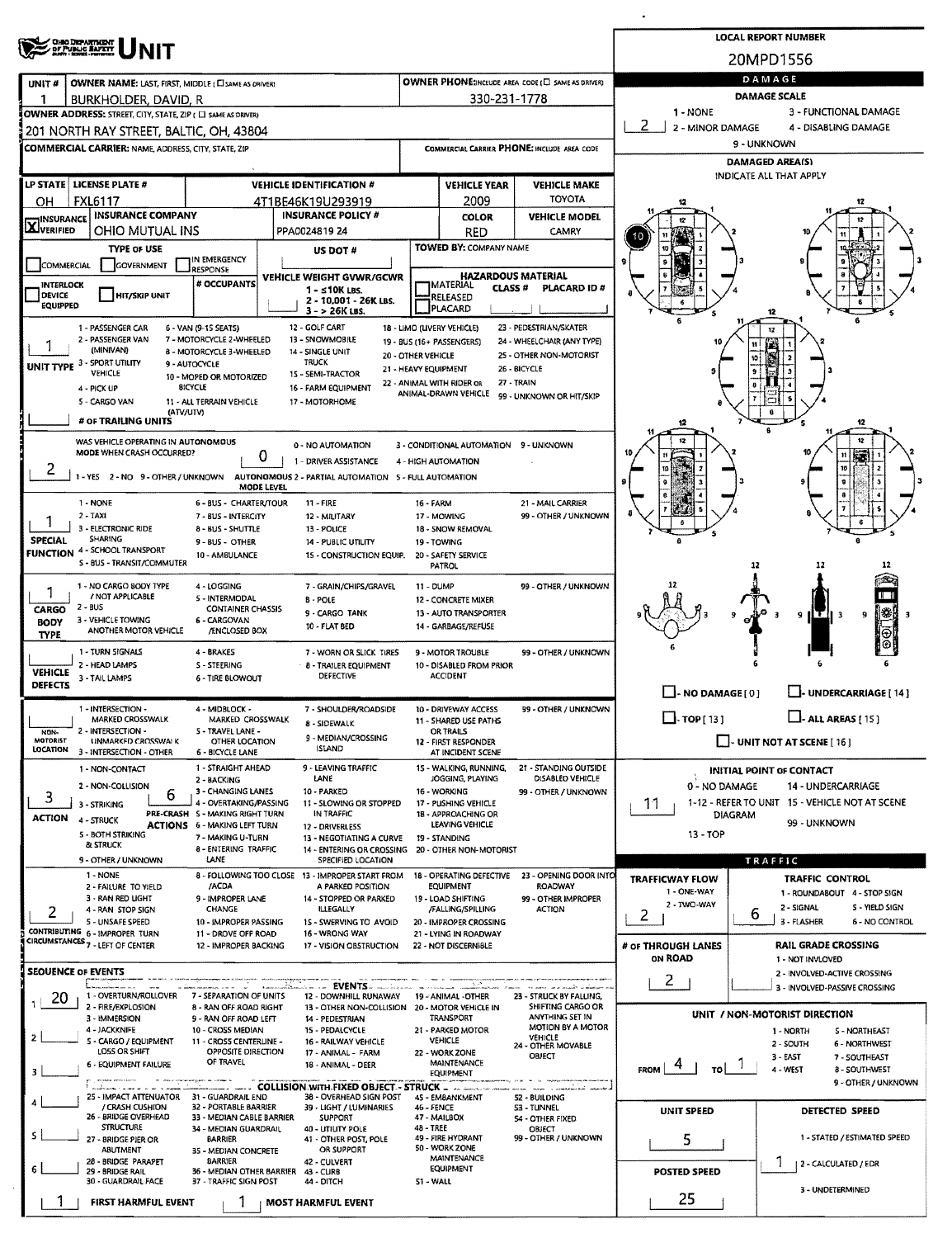# UNIT

**LOCAL REPORT NUMBER:** 20MPD1556

| UNIT # | OWNER NAME: LAST, FIRST, MIDDLE | OWNER PHONE |
|---|---|---|
| 1 | BURKHOLDER, DAVID, R | 330-231-1778 |

**OWNER ADDRESS:** 201 NORTH RAY STREET, BALTIC, OH, 43804

**COMMERCIAL CARRIER:** NAME, ADDRESS, CITY, STATE, ZIP

**COMMERCIAL CARRIER PHONE:**

| LP STATE | LICENSE PLATE # | VEHICLE IDENTIFICATION # | VEHICLE YEAR | VEHICLE MAKE |
|---|---|---|---|---|
| OH | FXL6117 | 4T1BE46K19U293919 | 2009 | TOYOTA |

| INSURANCE VERIFIED | INSURANCE COMPANY | INSURANCE POLICY # | COLOR | VEHICLE MODEL |
|---|---|---|---|---|
| X | OHIO MUTUAL INS | PPA0024819 24 | RED | CAMRY |

**TYPE OF USE:** COMMERCIAL / GOVERNMENT / IN EMERGENCY RESPONSE

**US DOT #:**

**TOWED BY:** COMPANY NAME

**INTERLOCK DEVICE EQUIPPED** / **HIT/SKIP UNIT** / **# OCCUPANTS**

**VEHICLE WEIGHT GVWR/GCWR:** 1 - ≤10K LBS. 2 - 10,001 - 26K LBS. 3 - > 26K LBS.

**HAZARDOUS MATERIAL:** MATERIAL CLASS # / RELEASED / PLACARD / PLACARD ID #

**UNIT TYPE:** 1
1 - PASSENGER CAR, 2 - PASSENGER VAN (MINIVAN), 3 - SPORT UTILITY VEHICLE, 4 - PICK UP, 5 - CARGO VAN (ATV/UTV), 6 - VAN (9-15 SEATS), 7 - MOTORCYCLE 2-WHEELED, 8 - MOTORCYCLE 3-WHEELED, 9 - AUTOCYCLE, 10 - MOPED OR MOTORIZED BICYCLE, 11 - ALL TERRAIN VEHICLE, 12 - GOLF CART, 13 - SNOWMOBILE, 14 - SINGLE UNIT TRUCK, 15 - SEMI-TRACTOR, 16 - FARM EQUIPMENT, 17 - MOTORHOME, 18 - LIMO (LIVERY VEHICLE), 19 - BUS (16+ PASSENGERS), 20 - OTHER VEHICLE, 21 - HEAVY EQUIPMENT, 22 - ANIMAL WITH RIDER OR ANIMAL-DRAWN VEHICLE, 23 - PEDESTRIAN/SKATER, 24 - WHEELCHAIR (ANY TYPE), 25 - OTHER NON-MOTORIST, 26 - BICYCLE, 27 - TRAIN, 99 - UNKNOWN OR HIT/SKIP

**# OF TRAILING UNITS:**

**WAS VEHICLE OPERATING IN AUTONOMOUS MODE WHEN CRASH OCCURRED?** 2
1 - YES 2 - NO 9 - OTHER / UNKNOWN

**AUTONOMOUS MODE LEVEL:** 0
0 - NO AUTOMATION, 1 - DRIVER ASSISTANCE, 2 - PARTIAL AUTOMATION, 3 - CONDITIONAL AUTOMATION, 4 - HIGH AUTOMATION, 5 - FULL AUTOMATION, 9 - UNKNOWN

**SPECIAL FUNCTION:** 1
1 - NONE, 2 - TAXI, 3 - ELECTRONIC RIDE SHARING, 4 - SCHOOL TRANSPORT, 5 - BUS - TRANSIT/COMMUTER, 6 - BUS - CHARTER/TOUR, 7 - BUS - INTERCITY, 8 - BUS - SHUTTLE, 9 - BUS - OTHER, 10 - AMBULANCE, 11 - FIRE, 12 - MILITARY, 13 - POLICE, 14 - PUBLIC UTILITY, 15 - CONSTRUCTION EQUIP., 16 - FARM, 17 - MOWING, 18 - SNOW REMOVAL, 19 - TOWING, 20 - SAFETY SERVICE PATROL, 21 - MAIL CARRIER, 99 - OTHER / UNKNOWN

**CARGO BODY TYPE:** 1
1 - NO CARGO BODY TYPE / NOT APPLICABLE, 2 - BUS, 3 - VEHICLE TOWING ANOTHER MOTOR VEHICLE, 4 - LOGGING, 5 - INTERMODAL CONTAINER CHASSIS, 6 - CARGOVAN /ENCLOSED BOX, 7 - GRAIN/CHIPS/GRAVEL, 8 - POLE, 9 - CARGO TANK, 10 - FLAT BED, 11 - DUMP, 12 - CONCRETE MIXER, 13 - AUTO TRANSPORTER, 14 - GARBAGE/REFUSE, 99 - OTHER / UNKNOWN

**VEHICLE DEFECTS:**
1 - TURN SIGNALS, 2 - HEAD LAMPS, 3 - TAIL LAMPS, 4 - BRAKES, 5 - STEERING, 6 - TIRE BLOWOUT, 7 - WORN OR SLICK TIRES, 8 - TRAILER EQUIPMENT DEFECTIVE, 9 - MOTOR TROUBLE, 10 - DISABLED FROM PRIOR ACCIDENT, 99 - OTHER / UNKNOWN

**NON-MOTORIST LOCATION:**
1 - INTERSECTION - MARKED CROSSWALK, 2 - INTERSECTION - UNMARKED CROSSWALK, 3 - INTERSECTION - OTHER, 4 - MIDBLOCK - MARKED CROSSWALK, 5 - TRAVEL LANE - OTHER LOCATION, 6 - BICYCLE LANE, 7 - SHOULDER/ROADSIDE, 8 - SIDEWALK, 9 - MEDIAN/CROSSING ISLAND, 10 - DRIVEWAY ACCESS, 11 - SHARED USE PATHS OR TRAILS, 12 - FIRST RESPONDER AT INCIDENT SCENE, 99 - OTHER / UNKNOWN

**ACTION:** 3
1 - NON-CONTACT, 2 - NON-COLLISION, 3 - STRIKING, 4 - STRUCK, 5 - BOTH STRIKING & STRUCK, 9 - OTHER / UNKNOWN

**PRE-CRASH ACTIONS:** 6
1 - STRAIGHT AHEAD, 2 - BACKING, 3 - CHANGING LANES, 4 - OVERTAKING/PASSING, 5 - MAKING RIGHT TURN, 6 - MAKING LEFT TURN, 7 - MAKING U-TURN, 8 - ENTERING TRAFFIC LANE, 9 - LEAVING TRAFFIC LANE, 10 - PARKED, 11 - SLOWING OR STOPPED IN TRAFFIC, 12 - DRIVERLESS, 13 - NEGOTIATING A CURVE, 14 - ENTERING OR CROSSING SPECIFIED LOCATION, 15 - WALKING, RUNNING, JOGGING, PLAYING, 16 - WORKING, 17 - PUSHING VEHICLE, 18 - APPROACHING OR LEAVING VEHICLE, 19 - STANDING, 20 - OTHER NON-MOTORIST, 21 - STANDING OUTSIDE DISABLED VEHICLE, 99 - OTHER / UNKNOWN

**CONTRIBUTING CIRCUMSTANCES:** 2
1 - NONE, 2 - FAILURE TO YIELD, 3 - RAN RED LIGHT, 4 - RAN STOP SIGN, 5 - UNSAFE SPEED, 6 - IMPROPER TURN, 7 - LEFT OF CENTER, 8 - FOLLOWING TOO CLOSE /ACDA, 9 - IMPROPER LANE CHANGE, 10 - IMPROPER PASSING, 11 - DROVE OFF ROAD, 12 - IMPROPER BACKING, 13 - IMPROPER START FROM A PARKED POSITION, 14 - STOPPED OR PARKED ILLEGALLY, 15 - SWERVING TO AVOID, 16 - WRONG WAY, 17 - VISION OBSTRUCTION, 18 - OPERATING DEFECTIVE EQUIPMENT, 19 - LOAD SHIFTING /FALLING/SPILLING, 20 - IMPROPER CROSSING, 21 - LYING IN ROADWAY, 22 - NOT DISCERNIBLE, 23 - OPENING DOOR INTO ROADWAY, 99 - OTHER IMPROPER ACTION

**SEQUENCE OF EVENTS:** 1: 20

**EVENTS:**
1 - OVERTURN/ROLLOVER, 2 - FIRE/EXPLOSION, 3 - IMMERSION, 4 - JACKKNIFE, 5 - CARGO / EQUIPMENT LOSS OR SHIFT, 6 - EQUIPMENT FAILURE, 7 - SEPARATION OF UNITS, 8 - RAN OFF ROAD RIGHT, 9 - RAN OFF ROAD LEFT, 10 - CROSS MEDIAN, 11 - CROSS CENTERLINE - OPPOSITE DIRECTION OF TRAVEL, 12 - DOWNHILL RUNAWAY, 13 - OTHER NON-COLLISION, 14 - PEDESTRIAN, 15 - PEDALCYCLE, 16 - RAILWAY VEHICLE, 17 - ANIMAL - FARM, 18 - ANIMAL - DEER, 19 - ANIMAL -OTHER, 20 - MOTOR VEHICLE IN TRANSPORT, 21 - PARKED MOTOR VEHICLE, 22 - WORK ZONE MAINTENANCE EQUIPMENT, 23 - STRUCK BY FALLING, SHIFTING CARGO OR ANYTHING SET IN MOTION BY A MOTOR VEHICLE, 24 - OTHER MOVABLE OBJECT

**COLLISION WITH FIXED OBJECT - STRUCK:**
25 - IMPACT ATTENUATOR / CRASH CUSHION, 26 - BRIDGE OVERHEAD STRUCTURE, 27 - BRIDGE PIER OR ABUTMENT, 28 - BRIDGE PARAPET, 29 - BRIDGE RAIL, 30 - GUARDRAIL FACE, 31 - GUARDRAIL END, 32 - PORTABLE BARRIER, 33 - MEDIAN CABLE BARRIER, 34 - MEDIAN GUARDRAIL BARRIER, 35 - MEDIAN CONCRETE BARRIER, 36 - MEDIAN OTHER BARRIER, 37 - TRAFFIC SIGN POST, 38 - OVERHEAD SIGN POST, 39 - LIGHT / LUMINARIES SUPPORT, 40 - UTILITY POLE, 41 - OTHER POST, POLE OR SUPPORT, 42 - CULVERT, 43 - CURB, 44 - DITCH, 45 - EMBANKMENT, 46 - FENCE, 47 - MAILBOX, 48 - TREE, 49 - FIRE HYDRANT, 50 - WORK ZONE MAINTENANCE EQUIPMENT, 51 - WALL, 52 - BUILDING, 53 - TUNNEL, 54 - OTHER FIXED OBJECT, 99 - OTHER / UNKNOWN

**FIRST HARMFUL EVENT:** 1 **MOST HARMFUL EVENT:** 1

## DAMAGE

**DAMAGE SCALE:** 2
1 - NONE, 2 - MINOR DAMAGE, 3 - FUNCTIONAL DAMAGE, 4 - DISABLING DAMAGE, 9 - UNKNOWN

**DAMAGED AREA(S):** INDICATE ALL THAT APPLY — 10

NO DAMAGE [ 0 ] / UNDERCARRIAGE [ 14 ] / TOP [ 13 ] / ALL AREAS [ 15 ] / UNIT NOT AT SCENE [ 16 ]

**INITIAL POINT OF CONTACT:** 11
0 - NO DAMAGE, 1-12 - REFER TO UNIT DIAGRAM, 13 - TOP, 14 - UNDERCARRIAGE, 15 - VEHICLE NOT AT SCENE, 99 - UNKNOWN

## TRAFFIC

**TRAFFICWAY FLOW:** 2
1 - ONE-WAY, 2 - TWO-WAY

**TRAFFIC CONTROL:** 6
1 - ROUNDABOUT, 2 - SIGNAL, 3 - FLASHER, 4 - STOP SIGN, 5 - YIELD SIGN, 6 - NO CONTROL

**# OF THROUGH LANES ON ROAD:** 2

**RAIL GRADE CROSSING:**
1 - NOT INVLOVED, 2 - INVOLVED-ACTIVE CROSSING, 3 - INVOLVED-PASSIVE CROSSING

**UNIT / NON-MOTORIST DIRECTION:** FROM 4 TO 1
1 - NORTH, 2 - SOUTH, 3 - EAST, 4 - WEST, 5 - NORTHEAST, 6 - NORTHWEST, 7 - SOUTHEAST, 8 - SOUTHWEST, 9 - OTHER / UNKNOWN

**UNIT SPEED:** 5

**DETECTED SPEED:** 1
1 - STATED / ESTIMATED SPEED, 2 - CALCULATED / EDR, 3 - UNDETERMINED

**POSTED SPEED:** 25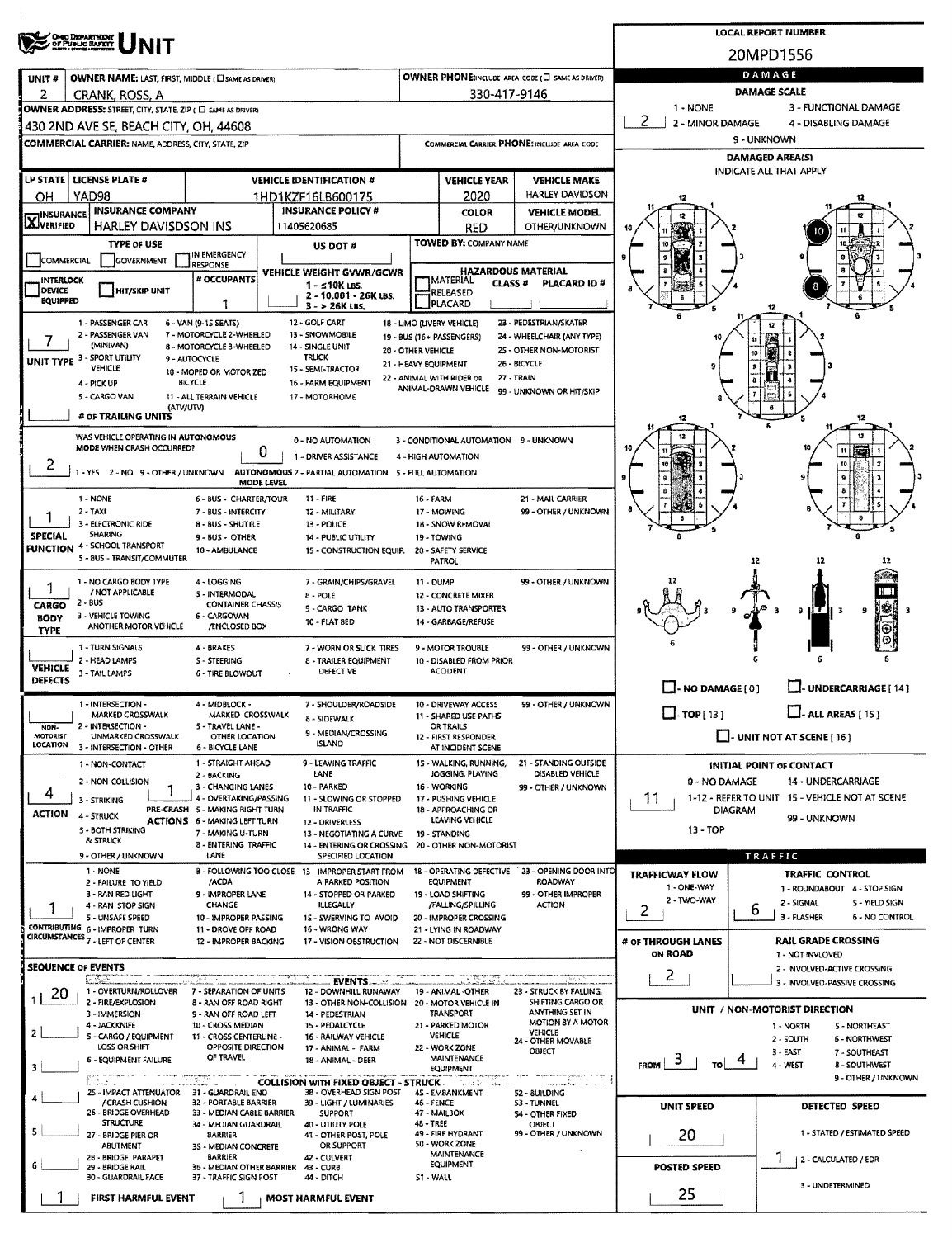# UNIT

**LOCAL REPORT NUMBER:** 20MPD1556

| UNIT # | OWNER NAME: LAST, FIRST, MIDDLE (☐ SAME AS DRIVER) | OWNER PHONE: INCLUDE AREA CODE (☐ SAME AS DRIVER) |
|---|---|---|
| 2 | CRANK, ROSS, A | 330-417-9146 |

**OWNER ADDRESS:** STREET, CITY, STATE, ZIP (☐ SAME AS DRIVER)
430 2ND AVE SE, BEACH CITY, OH, 44608

**COMMERCIAL CARRIER:** NAME, ADDRESS, CITY, STATE, ZIP
**COMMERCIAL CARRIER PHONE:** INCLUDE AREA CODE

| LP STATE | LICENSE PLATE # | VEHICLE IDENTIFICATION # | VEHICLE YEAR | VEHICLE MAKE |
|---|---|---|---|---|
| OH | YAD98 | 1HD1KZF16LB600175 | 2020 | HARLEY DAVIDSON |

| ☒ INSURANCE VERIFIED | INSURANCE COMPANY | INSURANCE POLICY # | COLOR | VEHICLE MODEL |
|---|---|---|---|---|
| | HARLEY DAVIDSON INS | 11405620685 | RED | OTHER/UNKNOWN |

**TYPE OF USE:** ☐ COMMERCIAL ☐ GOVERNMENT ☐ IN EMERGENCY RESPONSE
**US DOT #:**
**TOWED BY:** COMPANY NAME

☐ INTERLOCK DEVICE EQUIPPED ☐ HIT/SKIP UNIT
**# OCCUPANTS:** 1
**VEHICLE WEIGHT GVWR/GCWR:** 1 - ≤10K LBS. 2 - 10,001 - 26K LBS. 3 - > 26K LBS.
**HAZARDOUS MATERIAL:** ☐ MATERIAL RELEASED ☐ PLACARD CLASS # PLACARD ID #

**UNIT TYPE:** 7
1 - PASSENGER CAR; 2 - PASSENGER VAN (MINIVAN); 3 - SPORT UTILITY VEHICLE; 4 - PICK UP; 5 - CARGO VAN; 6 - VAN (9-15 SEATS); 7 - MOTORCYCLE 2-WHEELED; 8 - MOTORCYCLE 3-WHEELED; 9 - AUTOCYCLE; 10 - MOPED OR MOTORIZED BICYCLE; 11 - ALL TERRAIN VEHICLE (ATV/UTV); 12 - GOLF CART; 13 - SNOWMOBILE; 14 - SINGLE UNIT TRUCK; 15 - SEMI-TRACTOR; 16 - FARM EQUIPMENT; 17 - MOTORHOME; 18 - LIMO (LIVERY VEHICLE); 19 - BUS (16+ PASSENGERS); 20 - OTHER VEHICLE; 21 - HEAVY EQUIPMENT; 22 - ANIMAL WITH RIDER OR ANIMAL-DRAWN VEHICLE; 23 - PEDESTRIAN/SKATER; 24 - WHEELCHAIR (ANY TYPE); 25 - OTHER NON-MOTORIST; 26 - BICYCLE; 27 - TRAIN; 99 - UNKNOWN OR HIT/SKIP
**# OF TRAILING UNITS:**

**WAS VEHICLE OPERATING IN AUTONOMOUS MODE WHEN CRASH OCCURRED?** 2
1 - YES 2 - NO 9 - OTHER / UNKNOWN
**AUTONOMOUS MODE LEVEL:** 0
0 - NO AUTOMATION; 1 - DRIVER ASSISTANCE; 2 - PARTIAL AUTOMATION; 3 - CONDITIONAL AUTOMATION; 4 - HIGH AUTOMATION; 5 - FULL AUTOMATION; 9 - UNKNOWN

**SPECIAL FUNCTION:** 1
1 - NONE; 2 - TAXI; 3 - ELECTRONIC RIDE SHARING; 4 - SCHOOL TRANSPORT; 5 - BUS - TRANSIT/COMMUTER; 6 - BUS - CHARTER/TOUR; 7 - BUS - INTERCITY; 8 - BUS - SHUTTLE; 9 - BUS - OTHER; 10 - AMBULANCE; 11 - FIRE; 12 - MILITARY; 13 - POLICE; 14 - PUBLIC UTILITY; 15 - CONSTRUCTION EQUIP.; 16 - FARM; 17 - MOWING; 18 - SNOW REMOVAL; 19 - TOWING; 20 - SAFETY SERVICE PATROL; 21 - MAIL CARRIER; 99 - OTHER / UNKNOWN

**CARGO BODY TYPE:** 1
1 - NO CARGO BODY TYPE / NOT APPLICABLE; 2 - BUS; 3 - VEHICLE TOWING ANOTHER MOTOR VEHICLE; 4 - LOGGING; 5 - INTERMODAL CONTAINER CHASSIS; 6 - CARGOVAN /ENCLOSED BOX; 7 - GRAIN/CHIPS/GRAVEL; 8 - POLE; 9 - CARGO TANK; 10 - FLAT BED; 11 - DUMP; 12 - CONCRETE MIXER; 13 - AUTO TRANSPORTER; 14 - GARBAGE/REFUSE; 99 - OTHER / UNKNOWN

**VEHICLE DEFECTS:**
1 - TURN SIGNALS; 2 - HEAD LAMPS; 3 - TAIL LAMPS; 4 - BRAKES; 5 - STEERING; 6 - TIRE BLOWOUT; 7 - WORN OR SLICK TIRES; 8 - TRAILER EQUIPMENT DEFECTIVE; 9 - MOTOR TROUBLE; 10 - DISABLED FROM PRIOR ACCIDENT; 99 - OTHER / UNKNOWN

**NON-MOTORIST LOCATION:**
1 - INTERSECTION - MARKED CROSSWALK; 2 - INTERSECTION - UNMARKED CROSSWALK; 3 - INTERSECTION - OTHER; 4 - MIDBLOCK - MARKED CROSSWALK; 5 - TRAVEL LANE - OTHER LOCATION; 6 - BICYCLE LANE; 7 - SHOULDER/ROADSIDE; 8 - SIDEWALK; 9 - MEDIAN/CROSSING ISLAND; 10 - DRIVEWAY ACCESS; 11 - SHARED USE PATHS OR TRAILS; 12 - FIRST RESPONDER AT INCIDENT SCENE; 99 - OTHER / UNKNOWN

**ACTION:** 4
1 - NON-CONTACT; 2 - NON-COLLISION; 3 - STRIKING; 4 - STRUCK; 5 - BOTH STRIKING & STRUCK; 9 - OTHER / UNKNOWN

**PRE-CRASH ACTIONS:** 1
1 - STRAIGHT AHEAD; 2 - BACKING; 3 - CHANGING LANES; 4 - OVERTAKING/PASSING; 5 - MAKING RIGHT TURN; 6 - MAKING LEFT TURN; 7 - MAKING U-TURN; 8 - ENTERING TRAFFIC LANE; 9 - LEAVING TRAFFIC LANE; 10 - PARKED; 11 - SLOWING OR STOPPED IN TRAFFIC; 12 - DRIVERLESS; 13 - NEGOTIATING A CURVE; 14 - ENTERING OR CROSSING SPECIFIED LOCATION; 15 - WALKING, RUNNING, JOGGING, PLAYING; 16 - WORKING; 17 - PUSHING VEHICLE; 18 - APPROACHING OR LEAVING VEHICLE; 19 - STANDING; 20 - OTHER NON-MOTORIST; 21 - STANDING OUTSIDE DISABLED VEHICLE; 99 - OTHER / UNKNOWN

**CONTRIBUTING CIRCUMSTANCES:** 1
1 - NONE; 2 - FAILURE TO YIELD; 3 - RAN RED LIGHT; 4 - RAN STOP SIGN; 5 - UNSAFE SPEED; 6 - IMPROPER TURN; 7 - LEFT OF CENTER; 8 - FOLLOWING TOO CLOSE /ACDA; 9 - IMPROPER LANE CHANGE; 10 - IMPROPER PASSING; 11 - DROVE OFF ROAD; 12 - IMPROPER BACKING; 13 - IMPROPER START FROM A PARKED POSITION; 14 - STOPPED OR PARKED ILLEGALLY; 15 - SWERVING TO AVOID; 16 - WRONG WAY; 17 - VISION OBSTRUCTION; 18 - OPERATING DEFECTIVE EQUIPMENT; 19 - LOAD SHIFTING /FALLING/SPILLING; 20 - IMPROPER CROSSING; 21 - LYING IN ROADWAY; 22 - NOT DISCERNIBLE; 23 - OPENING DOOR INTO ROADWAY; 99 - OTHER IMPROPER ACTION

**SEQUENCE OF EVENTS**
1: 20
2:
3:
4:
5:
6:

**EVENTS:** 1 - OVERTURN/ROLLOVER; 2 - FIRE/EXPLOSION; 3 - IMMERSION; 4 - JACKKNIFE; 5 - CARGO / EQUIPMENT LOSS OR SHIFT; 6 - EQUIPMENT FAILURE; 7 - SEPARATION OF UNITS; 8 - RAN OFF ROAD RIGHT; 9 - RAN OFF ROAD LEFT; 10 - CROSS MEDIAN; 11 - CROSS CENTERLINE - OPPOSITE DIRECTION OF TRAVEL; 12 - DOWNHILL RUNAWAY; 13 - OTHER NON-COLLISION; 14 - PEDESTRIAN; 15 - PEDALCYCLE; 16 - RAILWAY VEHICLE; 17 - ANIMAL - FARM; 18 - ANIMAL - DEER; 19 - ANIMAL -OTHER; 20 - MOTOR VEHICLE IN TRANSPORT; 21 - PARKED MOTOR VEHICLE; 22 - WORK ZONE MAINTENANCE EQUIPMENT; 23 - STRUCK BY FALLING, SHIFTING CARGO OR ANYTHING SET IN MOTION BY A MOTOR VEHICLE; 24 - OTHER MOVABLE OBJECT

**COLLISION WITH FIXED OBJECT - STRUCK:** 25 - IMPACT ATTENUATOR / CRASH CUSHION; 26 - BRIDGE OVERHEAD STRUCTURE; 27 - BRIDGE PIER OR ABUTMENT; 28 - BRIDGE PARAPET; 29 - BRIDGE RAIL; 30 - GUARDRAIL FACE; 31 - GUARDRAIL END; 32 - PORTABLE BARRIER; 33 - MEDIAN CABLE BARRIER; 34 - MEDIAN GUARDRAIL BARRIER; 35 - MEDIAN CONCRETE BARRIER; 36 - MEDIAN OTHER BARRIER; 37 - TRAFFIC SIGN POST; 38 - OVERHEAD SIGN POST; 39 - LIGHT / LUMINARIES SUPPORT; 40 - UTILITY POLE; 41 - OTHER POST, POLE OR SUPPORT; 42 - CULVERT; 43 - CURB; 44 - DITCH; 45 - EMBANKMENT; 46 - FENCE; 47 - MAILBOX; 48 - TREE; 49 - FIRE HYDRANT; 50 - WORK ZONE MAINTENANCE EQUIPMENT; 51 - WALL; 52 - BUILDING; 53 - TUNNEL; 54 - OTHER FIXED OBJECT; 99 - OTHER / UNKNOWN

**FIRST HARMFUL EVENT:** 1
**MOST HARMFUL EVENT:** 1

## DAMAGE

**DAMAGE SCALE:** 2
1 - NONE; 2 - MINOR DAMAGE; 3 - FUNCTIONAL DAMAGE; 4 - DISABLING DAMAGE; 9 - UNKNOWN

**DAMAGED AREA(S)** — INDICATE ALL THAT APPLY: 10, 8

☐ - NO DAMAGE [0] ☐ - UNDERCARRIAGE [14] ☐ - TOP [13] ☐ - ALL AREAS [15] ☐ - UNIT NOT AT SCENE [16]

**INITIAL POINT OF CONTACT:** 11
0 - NO DAMAGE; 1-12 - REFER TO UNIT DIAGRAM; 13 - TOP; 14 - UNDERCARRIAGE; 15 - VEHICLE NOT AT SCENE; 99 - UNKNOWN

## TRAFFIC

**TRAFFICWAY FLOW:** 2
1 - ONE-WAY; 2 - TWO-WAY

**TRAFFIC CONTROL:** 6
1 - ROUNDABOUT; 2 - SIGNAL; 3 - FLASHER; 4 - STOP SIGN; 5 - YIELD SIGN; 6 - NO CONTROL

**# OF THROUGH LANES ON ROAD:** 2

**RAIL GRADE CROSSING:**
1 - NOT INVLOVED; 2 - INVOLVED-ACTIVE CROSSING; 3 - INVOLVED-PASSIVE CROSSING

**UNIT / NON-MOTORIST DIRECTION:** FROM 3 TO 4
1 - NORTH; 2 - SOUTH; 3 - EAST; 4 - WEST; 5 - NORTHEAST; 6 - NORTHWEST; 7 - SOUTHEAST; 8 - SOUTHWEST; 9 - OTHER / UNKNOWN

**UNIT SPEED:** 20
**POSTED SPEED:** 25

**DETECTED SPEED:** 1
1 - STATED / ESTIMATED SPEED; 2 - CALCULATED / EDR; 3 - UNDETERMINED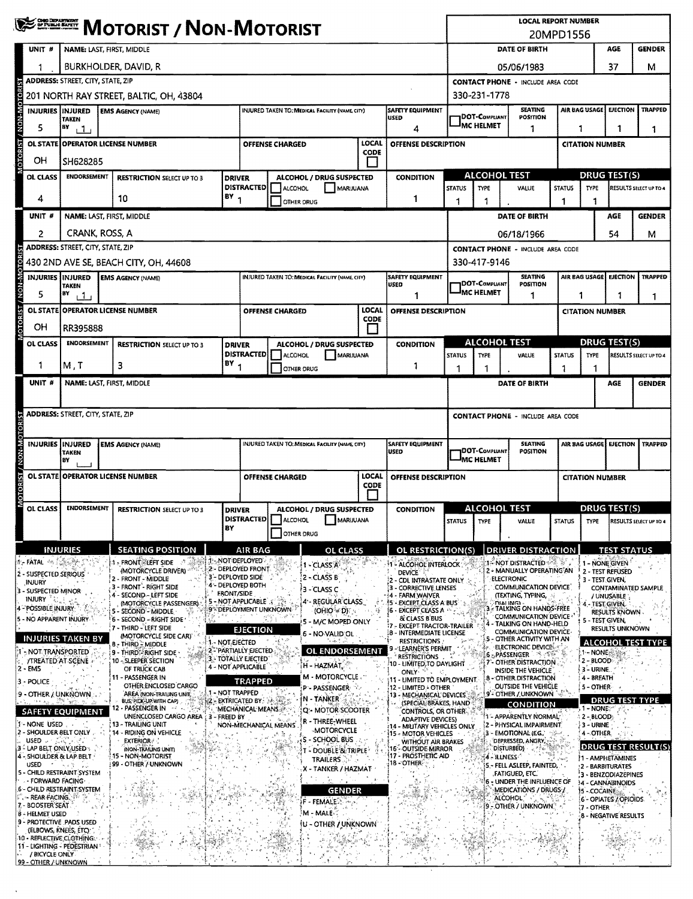# MOTORIST / NON-MOTORIST

**LOCAL REPORT NUMBER:** 20MPD1556

## Unit 1

| UNIT # | NAME: LAST, FIRST, MIDDLE | DATE OF BIRTH | AGE | GENDER |
|---|---|---|---|---|
| 1 | BURKHOLDER, DAVID, R | 05/06/1983 | 37 | M |

| ADDRESS: STREET, CITY, STATE, ZIP | CONTACT PHONE - INCLUDE AREA CODE |
|---|---|
| 201 NORTH RAY STREET, BALTIC, OH, 43804 | 330-231-1778 |

| INJURIES | INJURED TAKEN BY | EMS AGENCY (NAME) | INJURED TAKEN TO: MEDICAL FACILITY (NAME, CITY) | SAFETY EQUIPMENT USED | DOT-COMPLIANT MC HELMET | SEATING POSITION | AIR BAG USAGE | EJECTION | TRAPPED |
|---|---|---|---|---|---|---|---|---|---|
| 5 | 1 | | | 4 | | 1 | 1 | 1 | 1 |

| OL STATE | OPERATOR LICENSE NUMBER | OFFENSE CHARGED | LOCAL CODE | OFFENSE DESCRIPTION | CITATION NUMBER |
|---|---|---|---|---|---|
| OH | SH628285 | | | | |

| OL CLASS | ENDORSEMENT | RESTRICTION SELECT UP TO 3 | DRIVER DISTRACTED BY | ALCOHOL / DRUG SUSPECTED | CONDITION | ALCOHOL TEST STATUS | ALCOHOL TEST TYPE | ALCOHOL TEST VALUE | DRUG TEST STATUS | DRUG TEST TYPE | RESULTS SELECT UP TO 4 |
|---|---|---|---|---|---|---|---|---|---|---|---|
| 4 | | 10 | 1 | | 1 | 1 | 1 | . | 1 | 1 | |

## Unit 2

| UNIT # | NAME: LAST, FIRST, MIDDLE | DATE OF BIRTH | AGE | GENDER |
|---|---|---|---|---|
| 2 | CRANK, ROSS, A | 06/18/1966 | 54 | M |

| ADDRESS: STREET, CITY, STATE, ZIP | CONTACT PHONE - INCLUDE AREA CODE |
|---|---|
| 430 2ND AVE SE, BEACH CITY, OH, 44608 | 330-417-9146 |

| INJURIES | INJURED TAKEN BY | EMS AGENCY (NAME) | INJURED TAKEN TO: MEDICAL FACILITY (NAME, CITY) | SAFETY EQUIPMENT USED | DOT-COMPLIANT MC HELMET | SEATING POSITION | AIR BAG USAGE | EJECTION | TRAPPED |
|---|---|---|---|---|---|---|---|---|---|
| 5 | 1 | | | 1 | | 1 | 1 | 1 | 1 |

| OL STATE | OPERATOR LICENSE NUMBER | OFFENSE CHARGED | LOCAL CODE | OFFENSE DESCRIPTION | CITATION NUMBER |
|---|---|---|---|---|---|
| OH | RR395888 | | | | |

| OL CLASS | ENDORSEMENT | RESTRICTION SELECT UP TO 3 | DRIVER DISTRACTED BY | ALCOHOL / DRUG SUSPECTED | CONDITION | ALCOHOL TEST STATUS | ALCOHOL TEST TYPE | ALCOHOL TEST VALUE | DRUG TEST STATUS | DRUG TEST TYPE | RESULTS SELECT UP TO 4 |
|---|---|---|---|---|---|---|---|---|---|---|---|
| 1 | M, T | 3 | 1 | | 1 | 1 | 1 | . | 1 | 1 | |

## Unit (blank)

| UNIT # | NAME: LAST, FIRST, MIDDLE | DATE OF BIRTH | AGE | GENDER |
|---|---|---|---|---|
| | | | | |

| ADDRESS: STREET, CITY, STATE, ZIP | CONTACT PHONE - INCLUDE AREA CODE |
|---|---|
| | |

| INJURIES | INJURED TAKEN BY | EMS AGENCY (NAME) | INJURED TAKEN TO: MEDICAL FACILITY (NAME, CITY) | SAFETY EQUIPMENT USED | DOT-COMPLIANT MC HELMET | SEATING POSITION | AIR BAG USAGE | EJECTION | TRAPPED |
|---|---|---|---|---|---|---|---|---|---|
| | | | | | | | | | |

| OL STATE | OPERATOR LICENSE NUMBER | OFFENSE CHARGED | LOCAL CODE | OFFENSE DESCRIPTION | CITATION NUMBER |
|---|---|---|---|---|---|
| | | | | | |

| OL CLASS | ENDORSEMENT | RESTRICTION SELECT UP TO 3 | DRIVER DISTRACTED BY | ALCOHOL / DRUG SUSPECTED | CONDITION | ALCOHOL TEST STATUS | ALCOHOL TEST TYPE | ALCOHOL TEST VALUE | DRUG TEST STATUS | DRUG TEST TYPE | RESULTS SELECT UP TO 4 |
|---|---|---|---|---|---|---|---|---|---|---|---|
| | | | | | | | | . | | | |

## Codes

**INJURIES**
1 - FATAL
2 - SUSPECTED SERIOUS INJURY
3 - SUSPECTED MINOR INJURY
4 - POSSIBLE INJURY
5 - NO APPARENT INJURY

**INJURIES TAKEN BY**
1 - NOT TRANSPORTED /TREATED AT SCENE
2 - EMS
3 - POLICE
9 - OTHER / UNKNOWN

**SAFETY EQUIPMENT**
1 - NONE USED
2 - SHOULDER BELT ONLY USED
3 - LAP BELT ONLY USED
4 - SHOULDER & LAP BELT USED
5 - CHILD RESTRAINT SYSTEM - FORWARD FACING
6 - CHILD RESTRAINT SYSTEM - REAR FACING
7 - BOOSTER SEAT
8 - HELMET USED
9 - PROTECTIVE PADS USED (ELBOWS, KNEES, ETC)
10 - REFLECTIVE CLOTHING
11 - LIGHTING - PEDESTRIAN / BICYCLE ONLY
99 - OTHER / UNKNOWN

**SEATING POSITION**
1 - FRONT - LEFT SIDE (MOTORCYCLE DRIVER)
2 - FRONT - MIDDLE
3 - FRONT - RIGHT SIDE
4 - SECOND - LEFT SIDE (MOTORCYCLE PASSENGER)
5 - SECOND - MIDDLE
6 - SECOND - RIGHT SIDE
7 - THIRD - LEFT SIDE (MOTORCYCLE SIDE CAR)
8 - THIRD - MIDDLE
9 - THIRD - RIGHT SIDE
10 - SLEEPER SECTION OF TRUCK CAB
11 - PASSENGER IN OTHER ENCLOSED CARGO AREA (NON-TRAILING UNIT, BUS, PICK-UP WITH CAP)
12 - PASSENGER IN UNENCLOSED CARGO AREA
13 - TRAILING UNIT
14 - RIDING ON VEHICLE EXTERIOR (NON-TRAILING UNIT)
15 - NON-MOTORIST
99 - OTHER / UNKNOWN

**AIR BAG**
1 - NOT DEPLOYED
2 - DEPLOYED FRONT
3 - DEPLOYED SIDE
4 - DEPLOYED BOTH FRONT/SIDE
5 - NOT APPLICABLE
9 - DEPLOYMENT UNKNOWN

**EJECTION**
1 - NOT EJECTED
2 - PARTIALLY EJECTED
3 - TOTALLY EJECTED
4 - NOT APPLICABLE

**TRAPPED**
1 - NOT TRAPPED
2 - EXTRICATED BY MECHANICAL MEANS
3 - FREED BY NON-MECHANICAL MEANS

**OL CLASS**
1 - CLASS A
2 - CLASS B
3 - CLASS C
4 - REGULAR CLASS (OHIO = D)
5 - M/C MOPED ONLY
6 - NO VALID OL

**OL ENDORSEMENT**
H - HAZMAT
M - MOTORCYCLE
P - PASSENGER
N - TANKER
Q - MOTOR SCOOTER
R - THREE-WHEEL MOTORCYCLE
S - SCHOOL BUS
T - DOUBLE & TRIPLE TRAILERS
X - TANKER / HAZMAT

**GENDER**
F - FEMALE
M - MALE
U - OTHER / UNKNOWN

**OL RESTRICTION(S)**
1 - ALCOHOL INTERLOCK DEVICE
2 - CDL INTRASTATE ONLY
3 - CORRECTIVE LENSES
4 - FARM WAIVER
5 - EXCEPT CLASS A BUS
6 - EXCEPT CLASS A & CLASS B BUS
7 - EXCEPT TRACTOR-TRAILER
8 - INTERMEDIATE LICENSE RESTRICTIONS
9 - LEARNER'S PERMIT RESTRICTIONS
10 - LIMITED TO DAYLIGHT ONLY
11 - LIMITED TO EMPLOYMENT
12 - LIMITED - OTHER
13 - MECHANICAL DEVICES (SPECIAL BRAKES, HAND CONTROLS, OR OTHER ADAPTIVE DEVICES)
14 - MILITARY VEHICLES ONLY
15 - MOTOR VEHICLES WITHOUT AIR BRAKES
16 - OUTSIDE MIRROR
17 - PROSTHETIC AID
18 - OTHER

**DRIVER DISTRACTION**
1 - NOT DISTRACTED
2 - MANUALLY OPERATING AN ELECTRONIC COMMUNICATION DEVICE (TEXTING, TYPING, DIALING)
3 - TALKING ON HANDS-FREE COMMUNICATION DEVICE
4 - TALKING ON HAND-HELD COMMUNICATION DEVICE
5 - OTHER ACTIVITY WITH AN ELECTRONIC DEVICE
6 - PASSENGER
7 - OTHER DISTRACTION INSIDE THE VEHICLE
8 - OTHER DISTRACTION OUTSIDE THE VEHICLE
9 - OTHER / UNKNOWN

**CONDITION**
1 - APPARENTLY NORMAL
2 - PHYSICAL IMPAIRMENT
3 - EMOTIONAL (E.G., DEPRESSED, ANGRY, DISTURBED)
4 - ILLNESS
5 - FELL ASLEEP, FAINTED, FATIGUED, ETC.
6 - UNDER THE INFLUENCE OF MEDICATIONS / DRUGS / ALCOHOL
9 - OTHER / UNKNOWN

**TEST STATUS**
1 - NONE GIVEN
2 - TEST REFUSED
3 - TEST GIVEN, CONTAMINATED SAMPLE / UNUSABLE
4 - TEST GIVEN, RESULTS KNOWN
5 - TEST GIVEN, RESULTS UNKNOWN

**ALCOHOL TEST TYPE**
1 - NONE
2 - BLOOD
3 - URINE
4 - BREATH
5 - OTHER

**DRUG TEST TYPE**
1 - NONE
2 - BLOOD
3 - URINE
4 - OTHER

**DRUG TEST RESULT(S)**
1 - AMPHETAMINES
2 - BARBITURATES
3 - BENZODIAZEPINES
4 - CANNABINOIDS
5 - COCAINE
6 - OPIATES / OPIOIDS
7 - OTHER
8 - NEGATIVE RESULTS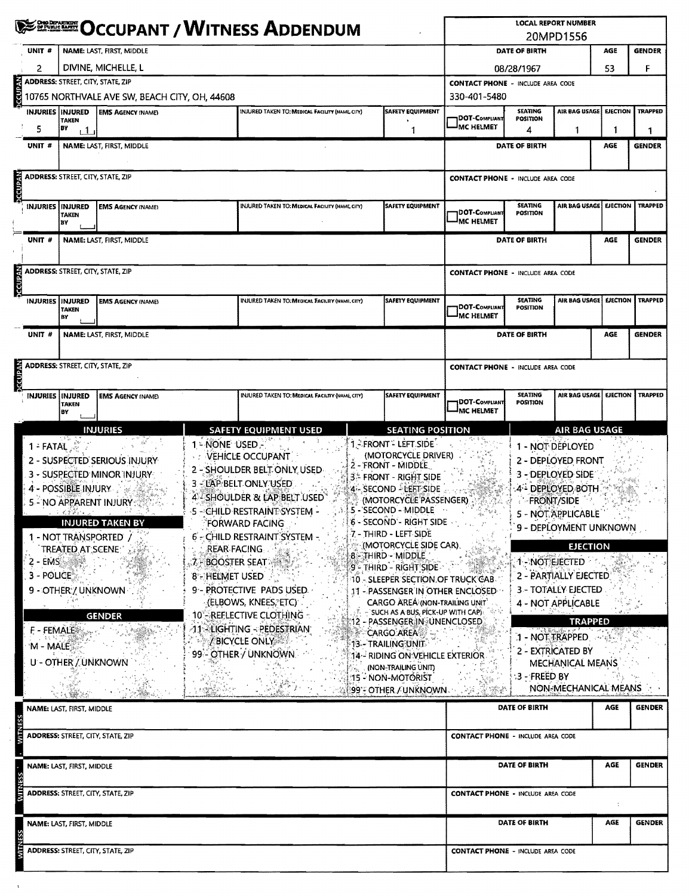# OCCUPANT / WITNESS ADDENDUM

**LOCAL REPORT NUMBER:** 20MPD1556

## OCCUPANT

| UNIT # | NAME: LAST, FIRST, MIDDLE | DATE OF BIRTH | AGE | GENDER |
|---|---|---|---|---|
| 2 | DIVINE, MICHELLE, L | 08/28/1967 | 53 | F |

| ADDRESS: STREET, CITY, STATE, ZIP | CONTACT PHONE - INCLUDE AREA CODE |
|---|---|
| 10765 NORTHVALE AVE SW, BEACH CITY, OH, 44608 | 330-401-5480 |

| INJURIES | INJURED TAKEN BY | EMS AGENCY (NAME) | INJURED TAKEN TO: MEDICAL FACILITY (NAME, CITY) | SAFETY EQUIPMENT | DOT-COMPLIANT MC HELMET | SEATING POSITION | AIR BAG USAGE | EJECTION | TRAPPED |
|---|---|---|---|---|---|---|---|---|---|
| 5 | 1 | | | 1 | | 4 | 1 | 1 | 1 |

## OCCUPANT

| UNIT # | NAME: LAST, FIRST, MIDDLE | DATE OF BIRTH | AGE | GENDER |
|---|---|---|---|---|
| | | | | |

| ADDRESS: STREET, CITY, STATE, ZIP | CONTACT PHONE - INCLUDE AREA CODE |
|---|---|
| | |

| INJURIES | INJURED TAKEN BY | EMS AGENCY (NAME) | INJURED TAKEN TO: MEDICAL FACILITY (NAME, CITY) | SAFETY EQUIPMENT | DOT-COMPLIANT MC HELMET | SEATING POSITION | AIR BAG USAGE | EJECTION | TRAPPED |
|---|---|---|---|---|---|---|---|---|---|
| | | | | | | | | | |

## OCCUPANT

| UNIT # | NAME: LAST, FIRST, MIDDLE | DATE OF BIRTH | AGE | GENDER |
|---|---|---|---|---|
| | | | | |

| ADDRESS: STREET, CITY, STATE, ZIP | CONTACT PHONE - INCLUDE AREA CODE |
|---|---|
| | |

| INJURIES | INJURED TAKEN BY | EMS AGENCY (NAME) | INJURED TAKEN TO: MEDICAL FACILITY (NAME, CITY) | SAFETY EQUIPMENT | DOT-COMPLIANT MC HELMET | SEATING POSITION | AIR BAG USAGE | EJECTION | TRAPPED |
|---|---|---|---|---|---|---|---|---|---|
| | | | | | | | | | |

## OCCUPANT

| UNIT # | NAME: LAST, FIRST, MIDDLE | DATE OF BIRTH | AGE | GENDER |
|---|---|---|---|---|
| | | | | |

| ADDRESS: STREET, CITY, STATE, ZIP | CONTACT PHONE - INCLUDE AREA CODE |
|---|---|
| | |

| INJURIES | INJURED TAKEN BY | EMS AGENCY (NAME) | INJURED TAKEN TO: MEDICAL FACILITY (NAME, CITY) | SAFETY EQUIPMENT | DOT-COMPLIANT MC HELMET | SEATING POSITION | AIR BAG USAGE | EJECTION | TRAPPED |
|---|---|---|---|---|---|---|---|---|---|
| | | | | | | | | | |

### INJURIES
1 - FATAL
2 - SUSPECTED SERIOUS INJURY
3 - SUSPECTED MINOR INJURY
4 - POSSIBLE INJURY
5 - NO APPARENT INJURY

### INJURED TAKEN BY
1 - NOT TRANSPORTED / TREATED AT SCENE
2 - EMS
3 - POLICE
9 - OTHER / UNKNOWN

### GENDER
F - FEMALE
M - MALE
U - OTHER / UNKNOWN

### SAFETY EQUIPMENT USED
1 - NONE USED - VEHICLE OCCUPANT
2 - SHOULDER BELT ONLY USED
3 - LAP BELT ONLY USED
4 - SHOULDER & LAP BELT USED
5 - CHILD RESTRAINT SYSTEM - FORWARD FACING
6 - CHILD RESTRAINT SYSTEM - REAR FACING
7 - BOOSTER SEAT
8 - HELMET USED
9 - PROTECTIVE PADS USED (ELBOWS, KNEES, ETC)
10 - REFLECTIVE CLOTHING
11 - LIGHTING - PEDESTRIAN / BICYCLE ONLY
99 - OTHER / UNKNOWN

### SEATING POSITION
1 - FRONT - LEFT SIDE (MOTORCYCLE DRIVER)
2 - FRONT - MIDDLE
3 - FRONT - RIGHT SIDE
4 - SECOND - LEFT SIDE (MOTORCYCLE PASSENGER)
5 - SECOND - MIDDLE
6 - SECOND - RIGHT SIDE
7 - THIRD - LEFT SIDE (MOTORCYCLE SIDE CAR)
8 - THIRD - MIDDLE
9 - THIRD - RIGHT SIDE
10 - SLEEPER SECTION OF TRUCK CAB
11 - PASSENGER IN OTHER ENCLOSED CARGO AREA (NON-TRAILING UNIT SUCH AS A BUS, PICK-UP WITH CAP)
12 - PASSENGER IN UNENCLOSED CARGO AREA
13 - TRAILING UNIT
14 - RIDING ON VEHICLE EXTERIOR (NON-TRAILING UNIT)
15 - NON-MOTORIST
99 - OTHER / UNKNOWN

### AIR BAG USAGE
1 - NOT DEPLOYED
2 - DEPLOYED FRONT
3 - DEPLOYED SIDE
4 - DEPLOYED BOTH FRONT/SIDE
5 - NOT APPLICABLE
9 - DEPLOYMENT UNKNOWN

### EJECTION
1 - NOT EJECTED
2 - PARTIALLY EJECTED
3 - TOTALLY EJECTED
4 - NOT APPLICABLE

### TRAPPED
1 - NOT TRAPPED
2 - EXTRICATED BY MECHANICAL MEANS
3 - FREED BY NON-MECHANICAL MEANS

## WITNESS

| NAME: LAST, FIRST, MIDDLE | DATE OF BIRTH | AGE | GENDER |
|---|---|---|---|
| | | | |

| ADDRESS: STREET, CITY, STATE, ZIP | CONTACT PHONE - INCLUDE AREA CODE |
|---|---|
| | |

## WITNESS

| NAME: LAST, FIRST, MIDDLE | DATE OF BIRTH | AGE | GENDER |
|---|---|---|---|
| | | | |

| ADDRESS: STREET, CITY, STATE, ZIP | CONTACT PHONE - INCLUDE AREA CODE |
|---|---|
| | |

## WITNESS

| NAME: LAST, FIRST, MIDDLE | DATE OF BIRTH | AGE | GENDER |
|---|---|---|---|
| | | | |

| ADDRESS: STREET, CITY, STATE, ZIP | CONTACT PHONE - INCLUDE AREA CODE |
|---|---|
| | |